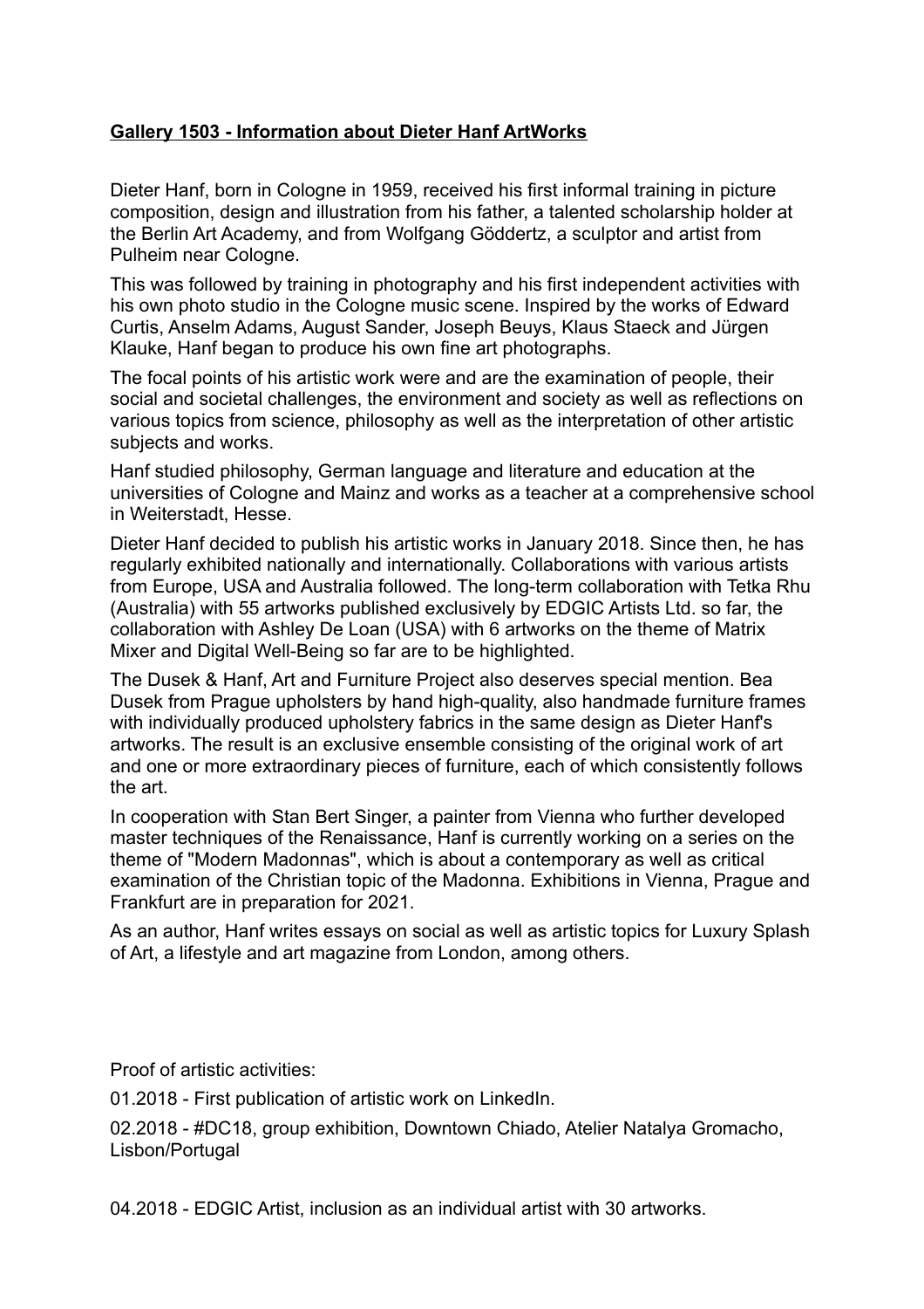**Gallery 1503 - Information about Dieter Hanf ArtWorks**

Dieter Hanf, born in Cologne in 1959, received his first informal training in picture composition, design and illustration from his father, a talented scholarship holder at the Berlin Art Academy, and from Wolfgang Göddertz, a sculptor and artist from Pulheim near Cologne.

This was followed by training in photography and his first independent activities with his own photo studio in the Cologne music scene. Inspired by the works of Edward Curtis, Anselm Adams, August Sander, Joseph Beuys, Klaus Staeck and Jürgen Klauke, Hanf began to produce his own fine art photographs.

The focal points of his artistic work were and are the examination of people, their social and societal challenges, the environment and society as well as reflections on various topics from science, philosophy as well as the interpretation of other artistic subjects and works.

Hanf studied philosophy, German language and literature and education at the universities of Cologne and Mainz and works as a teacher at a comprehensive school in Weiterstadt, Hesse.

Dieter Hanf decided to publish his artistic works in January 2018. Since then, he has regularly exhibited nationally and internationally. Collaborations with various artists from Europe, USA and Australia followed. The long-term collaboration with Tetka Rhu (Australia) with 55 artworks published exclusively by EDGIC Artists Ltd. so far, the collaboration with Ashley De Loan (USA) with 6 artworks on the theme of Matrix Mixer and Digital Well-Being so far are to be highlighted.

The Dusek & Hanf, Art and Furniture Project also deserves special mention. Bea Dusek from Prague upholsters by hand high-quality, also handmade furniture frames with individually produced upholstery fabrics in the same design as Dieter Hanf's artworks. The result is an exclusive ensemble consisting of the original work of art and one or more extraordinary pieces of furniture, each of which consistently follows the art.

In cooperation with Stan Bert Singer, a painter from Vienna who further developed master techniques of the Renaissance, Hanf is currently working on a series on the theme of "Modern Madonnas", which is about a contemporary as well as critical examination of the Christian topic of the Madonna. Exhibitions in Vienna, Prague and Frankfurt are in preparation for 2021.

As an author, Hanf writes essays on social as well as artistic topics for Luxury Splash of Art, a lifestyle and art magazine from London, among others.

Proof of artistic activities:

01.2018 - First publication of artistic work on LinkedIn.

02.2018 - #DC18, group exhibition, Downtown Chiado, Atelier Natalya Gromacho, Lisbon/Portugal

04.2018 - EDGIC Artist, inclusion as an individual artist with 30 artworks.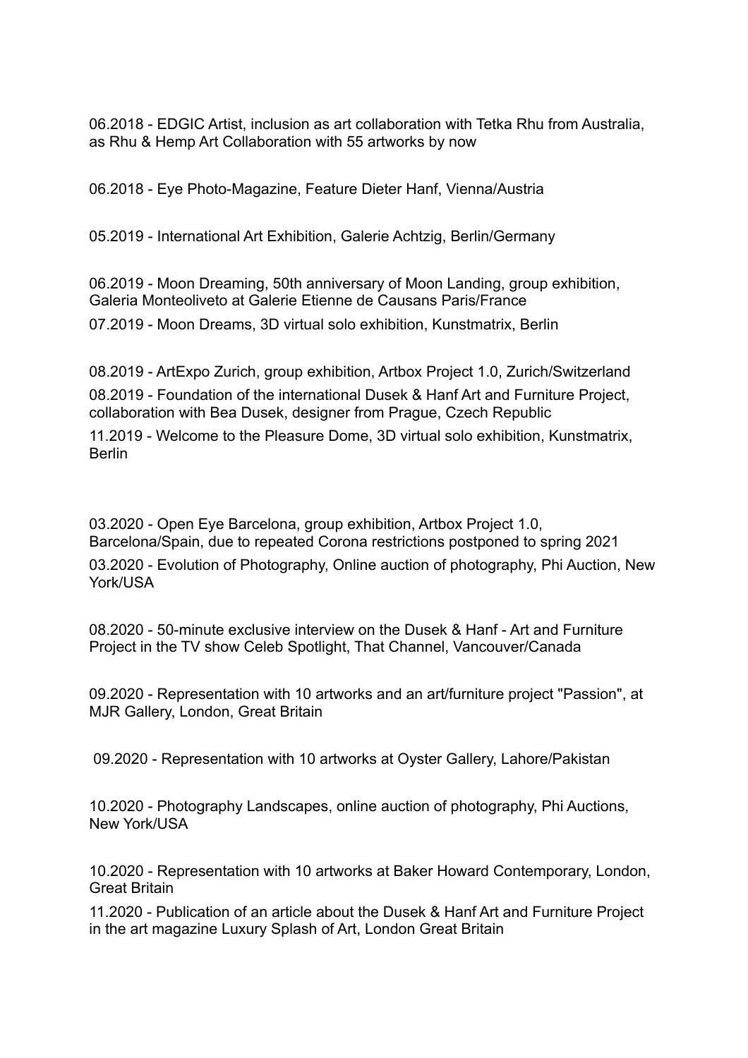06.2018 - EDGIC Artist, inclusion as art collaboration with Tetka Rhu from Australia, as Rhu & Hemp Art Collaboration with 55 artworks by now

06.2018 - Eye Photo-Magazine, Feature Dieter Hanf, Vienna/Austria

05.2019 - International Art Exhibition, Galerie Achtzig, Berlin/Germany

06.2019 - Moon Dreaming, 50th anniversary of Moon Landing, group exhibition, Galeria Monteoliveto at Galerie Etienne de Causans Paris/France

07.2019 - Moon Dreams, 3D virtual solo exhibition, Kunstmatrix, Berlin

08.2019 - ArtExpo Zurich, group exhibition, Artbox Project 1.0, Zurich/Switzerland

08.2019 - Foundation of the international Dusek & Hanf Art and Furniture Project, collaboration with Bea Dusek, designer from Prague, Czech Republic

11.2019 - Welcome to the Pleasure Dome, 3D virtual solo exhibition, Kunstmatrix, Berlin

03.2020 - Open Eye Barcelona, group exhibition, Artbox Project 1.0, Barcelona/Spain, due to repeated Corona restrictions postponed to spring 2021

03.2020 - Evolution of Photography, Online auction of photography, Phi Auction, New York/USA

08.2020 - 50-minute exclusive interview on the Dusek & Hanf - Art and Furniture Project in the TV show Celeb Spotlight, That Channel, Vancouver/Canada

09.2020 - Representation with 10 artworks and an art/furniture project "Passion", at MJR Gallery, London, Great Britain

09.2020 - Representation with 10 artworks at Oyster Gallery, Lahore/Pakistan

10.2020 - Photography Landscapes, online auction of photography, Phi Auctions, New York/USA

10.2020 - Representation with 10 artworks at Baker Howard Contemporary, London, Great Britain

11.2020 - Publication of an article about the Dusek & Hanf Art and Furniture Project in the art magazine Luxury Splash of Art, London Great Britain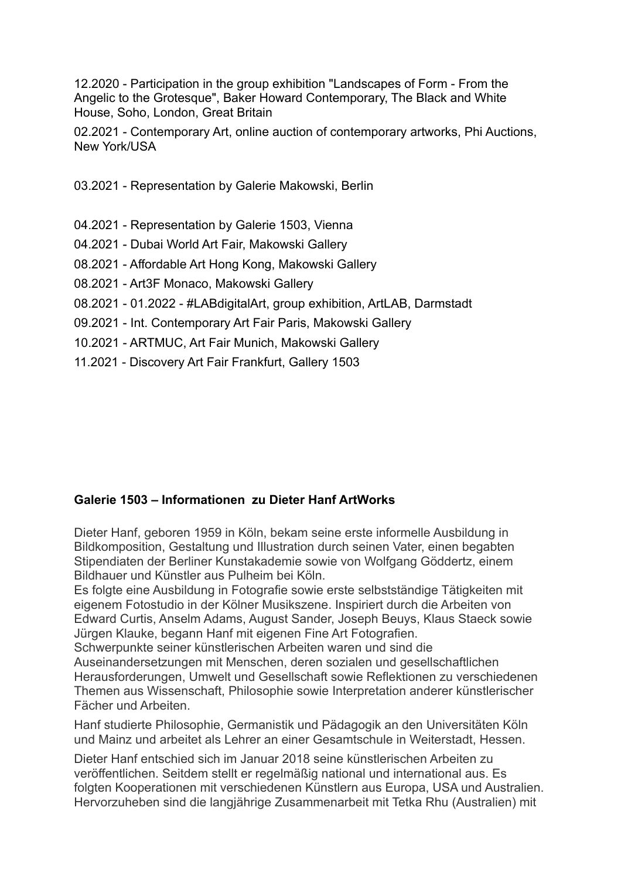12.2020 - Participation in the group exhibition "Landscapes of Form - From the Angelic to the Grotesque", Baker Howard Contemporary, The Black and White House, Soho, London, Great Britain

02.2021 - Contemporary Art, online auction of contemporary artworks, Phi Auctions, New York/USA

03.2021 - Representation by Galerie Makowski, Berlin

04.2021 - Representation by Galerie 1503, Vienna

04.2021 - Dubai World Art Fair, Makowski Gallery

08.2021 - Affordable Art Hong Kong, Makowski Gallery

08.2021 - Art3F Monaco, Makowski Gallery

08.2021 - 01.2022 - #LABdigitalArt, group exhibition, ArtLAB, Darmstadt

09.2021 - Int. Contemporary Art Fair Paris, Makowski Gallery

10.2021 - ARTMUC, Art Fair Munich, Makowski Gallery

11.2021 - Discovery Art Fair Frankfurt, Gallery 1503

**Galerie 1503 – Informationen zu Dieter Hanf ArtWorks**

Dieter Hanf, geboren 1959 in Köln, bekam seine erste informelle Ausbildung in Bildkomposition, Gestaltung und Illustration durch seinen Vater, einen begabten Stipendiaten der Berliner Kunstakademie sowie von Wolfgang Göddertz, einem Bildhauer und Künstler aus Pulheim bei Köln.
Es folgte eine Ausbildung in Fotografie sowie erste selbstständige Tätigkeiten mit eigenem Fotostudio in der Kölner Musikszene. Inspiriert durch die Arbeiten von Edward Curtis, Anselm Adams, August Sander, Joseph Beuys, Klaus Staeck sowie Jürgen Klauke, begann Hanf mit eigenen Fine Art Fotografien.
Schwerpunkte seiner künstlerischen Arbeiten waren und sind die Auseinandersetzungen mit Menschen, deren sozialen und gesellschaftlichen Herausforderungen, Umwelt und Gesellschaft sowie Reflektionen zu verschiedenen Themen aus Wissenschaft, Philosophie sowie Interpretation anderer künstlerischer Fächer und Arbeiten.

Hanf studierte Philosophie, Germanistik und Pädagogik an den Universitäten Köln und Mainz und arbeitet als Lehrer an einer Gesamtschule in Weiterstadt, Hessen.

Dieter Hanf entschied sich im Januar 2018 seine künstlerischen Arbeiten zu veröffentlichen. Seitdem stellt er regelmäßig national und international aus. Es folgten Kooperationen mit verschiedenen Künstlern aus Europa, USA und Australien. Hervorzuheben sind die langjährige Zusammenarbeit mit Tetka Rhu (Australien) mit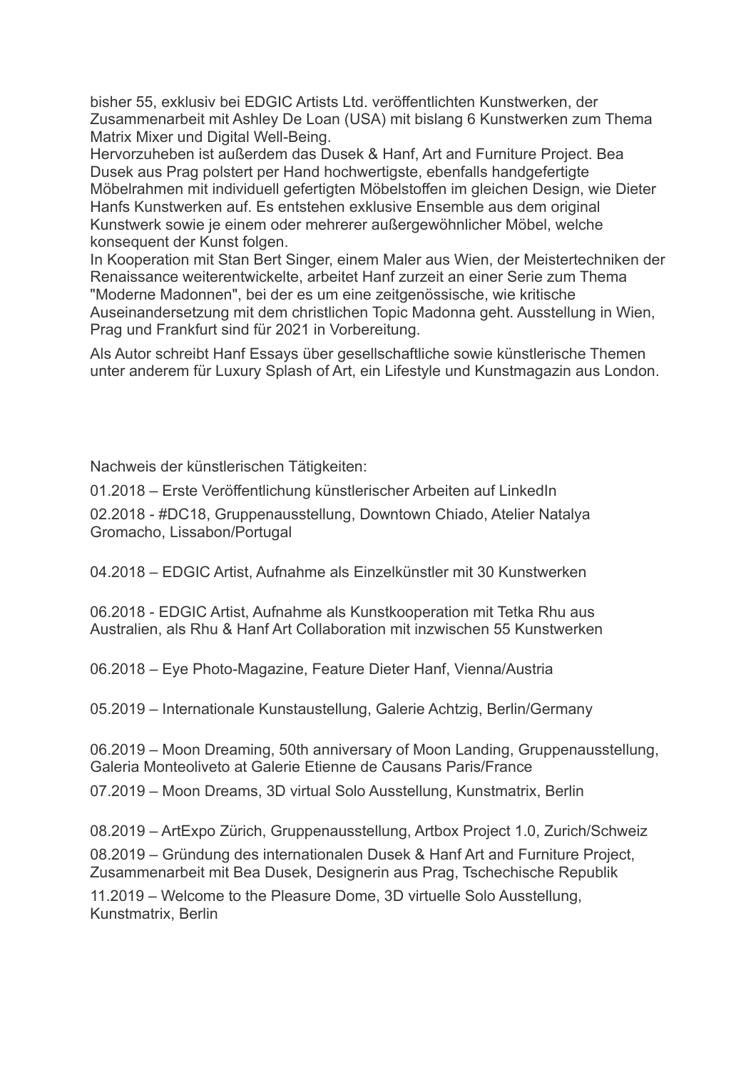bisher 55, exklusiv bei EDGIC Artists Ltd. veröffentlichten Kunstwerken, der Zusammenarbeit mit Ashley De Loan (USA) mit bislang 6 Kunstwerken zum Thema Matrix Mixer und Digital Well-Being.
Hervorzuheben ist außerdem das Dusek & Hanf, Art and Furniture Project. Bea Dusek aus Prag polstert per Hand hochwertigste, ebenfalls handgefertigte Möbelrahmen mit individuell gefertigten Möbelstoffen im gleichen Design, wie Dieter Hanfs Kunstwerken auf. Es entstehen exklusive Ensemble aus dem original Kunstwerk sowie je einem oder mehrerer außergewöhnlicher Möbel, welche konsequent der Kunst folgen.
In Kooperation mit Stan Bert Singer, einem Maler aus Wien, der Meistertechniken der Renaissance weiterentwickelte, arbeitet Hanf zurzeit an einer Serie zum Thema "Moderne Madonnen", bei der es um eine zeitgenössische, wie kritische Auseinandersetzung mit dem christlichen Topic Madonna geht. Ausstellung in Wien, Prag und Frankfurt sind für 2021 in Vorbereitung.

Als Autor schreibt Hanf Essays über gesellschaftliche sowie künstlerische Themen unter anderem für Luxury Splash of Art, ein Lifestyle und Kunstmagazin aus London.

Nachweis der künstlerischen Tätigkeiten:

01.2018 – Erste Veröffentlichung künstlerischer Arbeiten auf LinkedIn

02.2018 - #DC18, Gruppenausstellung, Downtown Chiado, Atelier Natalya Gromacho, Lissabon/Portugal

04.2018 – EDGIC Artist, Aufnahme als Einzelkünstler mit 30 Kunstwerken

06.2018 - EDGIC Artist, Aufnahme als Kunstkooperation mit Tetka Rhu aus Australien, als Rhu & Hanf Art Collaboration mit inzwischen 55 Kunstwerken

06.2018 – Eye Photo-Magazine, Feature Dieter Hanf, Vienna/Austria

05.2019 – Internationale Kunstaustellung, Galerie Achtzig, Berlin/Germany

06.2019 – Moon Dreaming, 50th anniversary of Moon Landing, Gruppenausstellung, Galeria Monteoliveto at Galerie Etienne de Causans Paris/France

07.2019 – Moon Dreams, 3D virtual Solo Ausstellung, Kunstmatrix, Berlin

08.2019 – ArtExpo Zürich, Gruppenausstellung, Artbox Project 1.0, Zurich/Schweiz

08.2019 – Gründung des internationalen Dusek & Hanf Art and Furniture Project, Zusammenarbeit mit Bea Dusek, Designerin aus Prag, Tschechische Republik

11.2019 – Welcome to the Pleasure Dome, 3D virtuelle Solo Ausstellung, Kunstmatrix, Berlin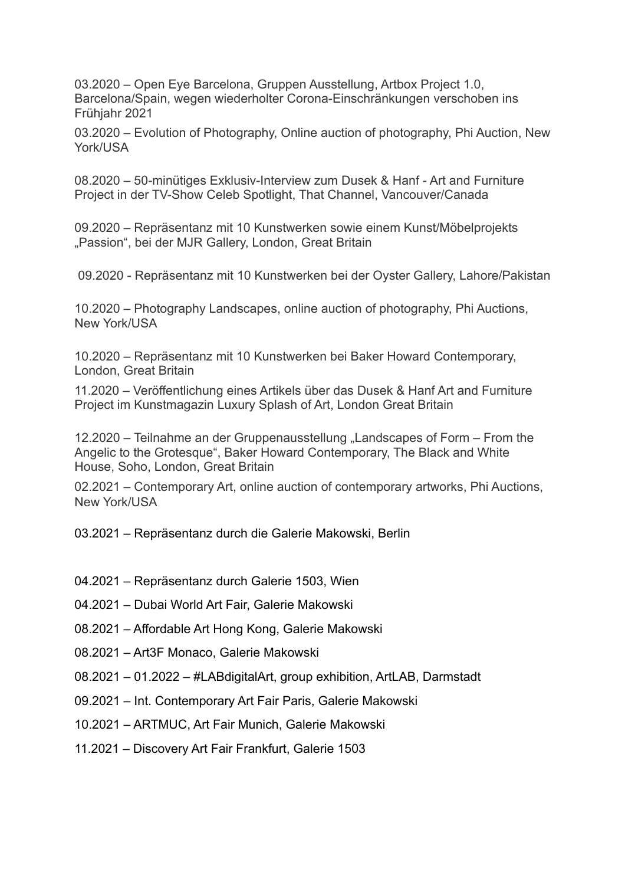03.2020 – Open Eye Barcelona, Gruppen Ausstellung, Artbox Project 1.0, Barcelona/Spain, wegen wiederholter Corona-Einschränkungen verschoben ins Frühjahr 2021

03.2020 – Evolution of Photography, Online auction of photography, Phi Auction, New York/USA

08.2020 – 50-minütiges Exklusiv-Interview zum Dusek & Hanf - Art and Furniture Project in der TV-Show Celeb Spotlight, That Channel, Vancouver/Canada

09.2020 – Repräsentanz mit 10 Kunstwerken sowie einem Kunst/Möbelprojekts „Passion", bei der MJR Gallery, London, Great Britain

09.2020 - Repräsentanz mit 10 Kunstwerken bei der Oyster Gallery, Lahore/Pakistan

10.2020 – Photography Landscapes, online auction of photography, Phi Auctions, New York/USA

10.2020 – Repräsentanz mit 10 Kunstwerken bei Baker Howard Contemporary, London, Great Britain

11.2020 – Veröffentlichung eines Artikels über das Dusek & Hanf Art and Furniture Project im Kunstmagazin Luxury Splash of Art, London Great Britain

12.2020 – Teilnahme an der Gruppenausstellung „Landscapes of Form – From the Angelic to the Grotesque", Baker Howard Contemporary, The Black and White House, Soho, London, Great Britain

02.2021 – Contemporary Art, online auction of contemporary artworks, Phi Auctions, New York/USA

03.2021 – Repräsentanz durch die Galerie Makowski, Berlin

04.2021 – Repräsentanz durch Galerie 1503, Wien

04.2021 – Dubai World Art Fair, Galerie Makowski

08.2021 – Affordable Art Hong Kong, Galerie Makowski

08.2021 – Art3F Monaco, Galerie Makowski

08.2021 – 01.2022 – #LABdigitalArt, group exhibition, ArtLAB, Darmstadt

09.2021 – Int. Contemporary Art Fair Paris, Galerie Makowski

10.2021 – ARTMUC, Art Fair Munich, Galerie Makowski

11.2021 – Discovery Art Fair Frankfurt, Galerie 1503